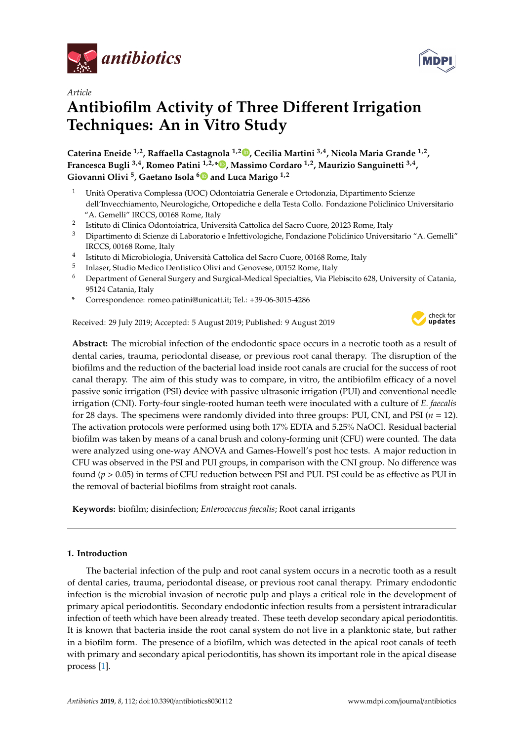*antibiotics*

Article

# Antibiofilm Activity of Three Different Irrigation Techniques: An in Vitro Study

**Caterina Eneide [1,2], Raffaella Castagnola [1,2], Cecilia Martini [3,4], Nicola Maria Grande [1,2], Francesca Bugli [3,4], Romeo Patini [1,2,*], Massimo Cordaro [1,2], Maurizio Sanguinetti [3,4], Giovanni Olivi [5], Gaetano Isola [6] and Luca Marigo [1,2]**

1. Unità Operativa Complessa (UOC) Odontoiatria Generale e Ortodonzia, Dipartimento Scienze dell'Invecchiamento, Neurologiche, Ortopediche e della Testa Collo. Fondazione Policlinico Universitario "A. Gemelli" IRCCS, 00168 Rome, Italy
2. Istituto di Clinica Odontoiatrica, Università Cattolica del Sacro Cuore, 20123 Rome, Italy
3. Dipartimento di Scienze di Laboratorio e Infettivologiche, Fondazione Policlinico Universitario "A. Gemelli" IRCCS, 00168 Rome, Italy
4. Istituto di Microbiologia, Università Cattolica del Sacro Cuore, 00168 Rome, Italy
5. Inlaser, Studio Medico Dentistico Olivi and Genovese, 00152 Rome, Italy
6. Department of General Surgery and Surgical-Medical Specialties, Via Plebiscito 628, University of Catania, 95124 Catania, Italy

\* Correspondence: romeo.patini@unicatt.it; Tel.: +39-06-3015-4286

Received: 29 July 2019; Accepted: 5 August 2019; Published: 9 August 2019

**Abstract:** The microbial infection of the endodontic space occurs in a necrotic tooth as a result of dental caries, trauma, periodontal disease, or previous root canal therapy. The disruption of the biofilms and the reduction of the bacterial load inside root canals are crucial for the success of root canal therapy. The aim of this study was to compare, in vitro, the antibiofilm efficacy of a novel passive sonic irrigation (PSI) device with passive ultrasonic irrigation (PUI) and conventional needle irrigation (CNI). Forty-four single-rooted human teeth were inoculated with a culture of *E. faecalis* for 28 days. The specimens were randomly divided into three groups: PUI, CNI, and PSI ($n = 12$). The activation protocols were performed using both 17% EDTA and 5.25% NaOCl. Residual bacterial biofilm was taken by means of a canal brush and colony-forming unit (CFU) were counted. The data were analyzed using one-way ANOVA and Games-Howell's post hoc tests. A major reduction in CFU was observed in the PSI and PUI groups, in comparison with the CNI group. No difference was found ($p > 0.05$) in terms of CFU reduction between PSI and PUI. PSI could be as effective as PUI in the removal of bacterial biofilms from straight root canals.

**Keywords:** biofilm; disinfection; *Enterococcus faecalis*; Root canal irrigants

## 1. Introduction

The bacterial infection of the pulp and root canal system occurs in a necrotic tooth as a result of dental caries, trauma, periodontal disease, or previous root canal therapy. Primary endodontic infection is the microbial invasion of necrotic pulp and plays a critical role in the development of primary apical periodontitis. Secondary endodontic infection results from a persistent intraradicular infection of teeth which have been already treated. These teeth develop secondary apical periodontitis. It is known that bacteria inside the root canal system do not live in a planktonic state, but rather in a biofilm form. The presence of a biofilm, which was detected in the apical root canals of teeth with primary and secondary apical periodontitis, has shown its important role in the apical disease process [1].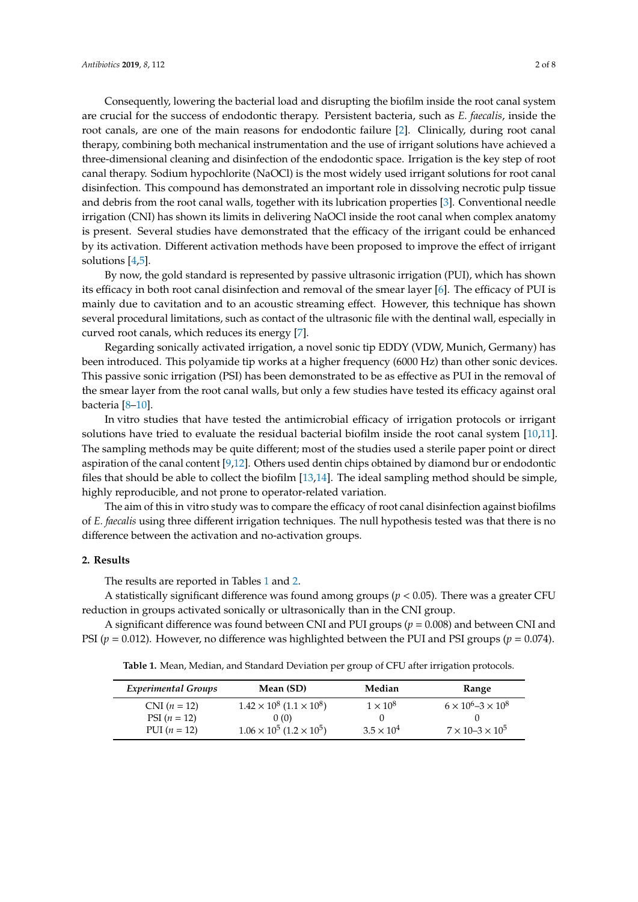Consequently, lowering the bacterial load and disrupting the biofilm inside the root canal system are crucial for the success of endodontic therapy. Persistent bacteria, such as *E. faecalis*, inside the root canals, are one of the main reasons for endodontic failure [2]. Clinically, during root canal therapy, combining both mechanical instrumentation and the use of irrigant solutions have achieved a three-dimensional cleaning and disinfection of the endodontic space. Irrigation is the key step of root canal therapy. Sodium hypochlorite (NaOCl) is the most widely used irrigant solutions for root canal disinfection. This compound has demonstrated an important role in dissolving necrotic pulp tissue and debris from the root canal walls, together with its lubrication properties [3]. Conventional needle irrigation (CNI) has shown its limits in delivering NaOCl inside the root canal when complex anatomy is present. Several studies have demonstrated that the efficacy of the irrigant could be enhanced by its activation. Different activation methods have been proposed to improve the effect of irrigant solutions [4,5].

By now, the gold standard is represented by passive ultrasonic irrigation (PUI), which has shown its efficacy in both root canal disinfection and removal of the smear layer [6]. The efficacy of PUI is mainly due to cavitation and to an acoustic streaming effect. However, this technique has shown several procedural limitations, such as contact of the ultrasonic file with the dentinal wall, especially in curved root canals, which reduces its energy [7].

Regarding sonically activated irrigation, a novel sonic tip EDDY (VDW, Munich, Germany) has been introduced. This polyamide tip works at a higher frequency (6000 Hz) than other sonic devices. This passive sonic irrigation (PSI) has been demonstrated to be as effective as PUI in the removal of the smear layer from the root canal walls, but only a few studies have tested its efficacy against oral bacteria [8–10].

In vitro studies that have tested the antimicrobial efficacy of irrigation protocols or irrigant solutions have tried to evaluate the residual bacterial biofilm inside the root canal system [10,11]. The sampling methods may be quite different; most of the studies used a sterile paper point or direct aspiration of the canal content [9,12]. Others used dentin chips obtained by diamond bur or endodontic files that should be able to collect the biofilm [13,14]. The ideal sampling method should be simple, highly reproducible, and not prone to operator-related variation.

The aim of this in vitro study was to compare the efficacy of root canal disinfection against biofilms of *E. faecalis* using three different irrigation techniques. The null hypothesis tested was that there is no difference between the activation and no-activation groups.

## 2. Results

The results are reported in Tables 1 and 2.

A statistically significant difference was found among groups ($p < 0.05$). There was a greater CFU reduction in groups activated sonically or ultrasonically than in the CNI group.

A significant difference was found between CNI and PUI groups ($p = 0.008$) and between CNI and PSI ($p = 0.012$). However, no difference was highlighted between the PUI and PSI groups ($p = 0.074$).

**Table 1.** Mean, Median, and Standard Deviation per group of CFU after irrigation protocols.

| *Experimental Groups* | Mean (SD) | Median | Range |
|---|---|---|---|
| CNI ($n = 12$) | $1.42 \times 10^8$ ($1.1 \times 10^8$) | $1 \times 10^8$ | $6 \times 10^6$–$3 \times 10^8$ |
| PSI ($n = 12$) | 0 (0) | 0 | 0 |
| PUI ($n = 12$) | $1.06 \times 10^5$ ($1.2 \times 10^5$) | $3.5 \times 10^4$ | $7 \times 10$–$3 \times 10^5$ |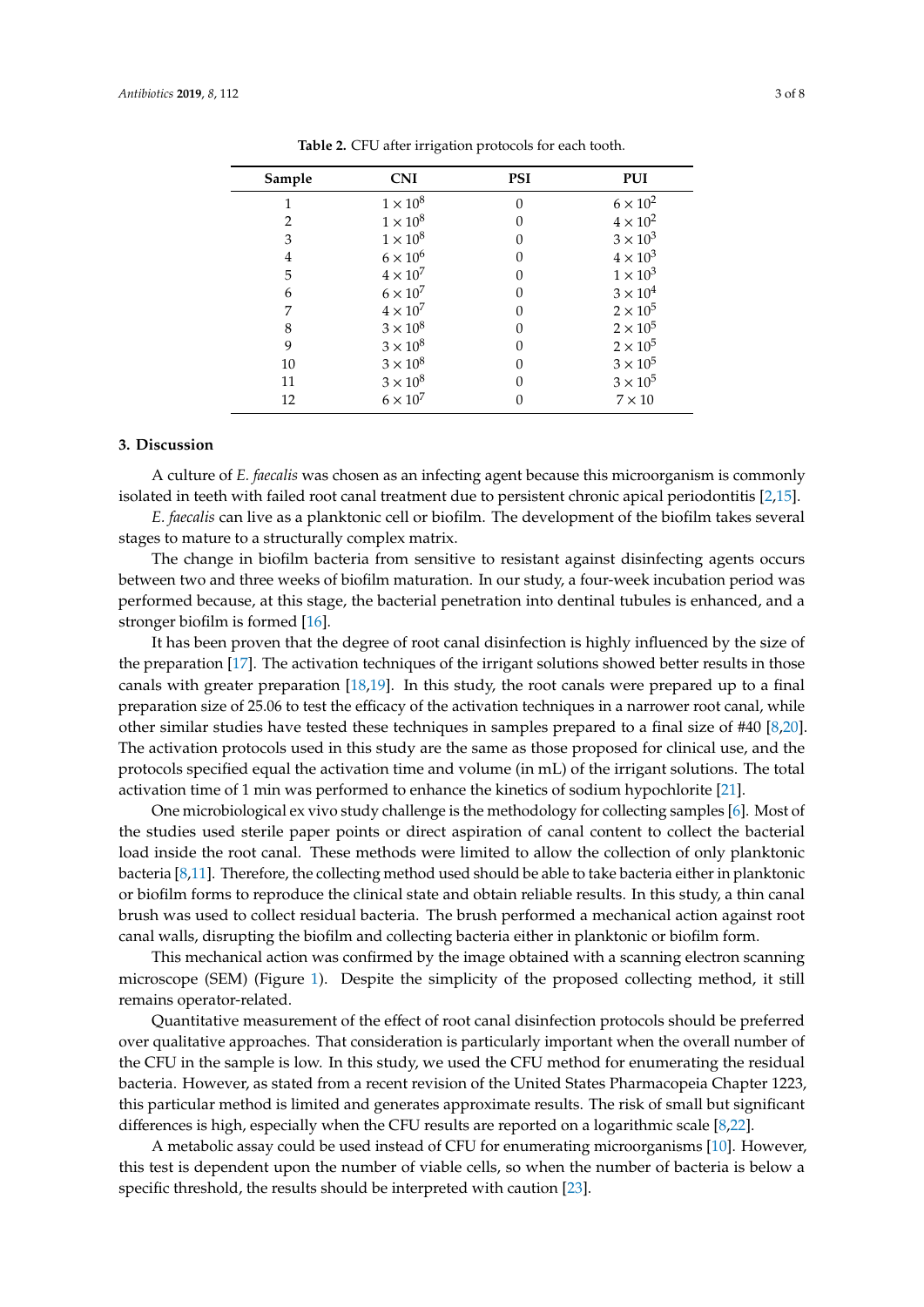**Table 2.** CFU after irrigation protocols for each tooth.

| Sample | CNI | PSI | PUI |
| --- | --- | --- | --- |
| 1 | $1 \times 10^8$ | 0 | $6 \times 10^2$ |
| 2 | $1 \times 10^8$ | 0 | $4 \times 10^2$ |
| 3 | $1 \times 10^8$ | 0 | $3 \times 10^3$ |
| 4 | $6 \times 10^6$ | 0 | $4 \times 10^3$ |
| 5 | $4 \times 10^7$ | 0 | $1 \times 10^3$ |
| 6 | $6 \times 10^7$ | 0 | $3 \times 10^4$ |
| 7 | $4 \times 10^7$ | 0 | $2 \times 10^5$ |
| 8 | $3 \times 10^8$ | 0 | $2 \times 10^5$ |
| 9 | $3 \times 10^8$ | 0 | $2 \times 10^5$ |
| 10 | $3 \times 10^8$ | 0 | $3 \times 10^5$ |
| 11 | $3 \times 10^8$ | 0 | $3 \times 10^5$ |
| 12 | $6 \times 10^7$ | 0 | $7 \times 10$ |

## 3. Discussion

A culture of *E. faecalis* was chosen as an infecting agent because this microorganism is commonly isolated in teeth with failed root canal treatment due to persistent chronic apical periodontitis [2,15].

*E. faecalis* can live as a planktonic cell or biofilm. The development of the biofilm takes several stages to mature to a structurally complex matrix.

The change in biofilm bacteria from sensitive to resistant against disinfecting agents occurs between two and three weeks of biofilm maturation. In our study, a four-week incubation period was performed because, at this stage, the bacterial penetration into dentinal tubules is enhanced, and a stronger biofilm is formed [16].

It has been proven that the degree of root canal disinfection is highly influenced by the size of the preparation [17]. The activation techniques of the irrigant solutions showed better results in those canals with greater preparation [18,19]. In this study, the root canals were prepared up to a final preparation size of 25.06 to test the efficacy of the activation techniques in a narrower root canal, while other similar studies have tested these techniques in samples prepared to a final size of #40 [8,20]. The activation protocols used in this study are the same as those proposed for clinical use, and the protocols specified equal the activation time and volume (in mL) of the irrigant solutions. The total activation time of 1 min was performed to enhance the kinetics of sodium hypochlorite [21].

One microbiological ex vivo study challenge is the methodology for collecting samples [6]. Most of the studies used sterile paper points or direct aspiration of canal content to collect the bacterial load inside the root canal. These methods were limited to allow the collection of only planktonic bacteria [8,11]. Therefore, the collecting method used should be able to take bacteria either in planktonic or biofilm forms to reproduce the clinical state and obtain reliable results. In this study, a thin canal brush was used to collect residual bacteria. The brush performed a mechanical action against root canal walls, disrupting the biofilm and collecting bacteria either in planktonic or biofilm form.

This mechanical action was confirmed by the image obtained with a scanning electron scanning microscope (SEM) (Figure 1). Despite the simplicity of the proposed collecting method, it still remains operator-related.

Quantitative measurement of the effect of root canal disinfection protocols should be preferred over qualitative approaches. That consideration is particularly important when the overall number of the CFU in the sample is low. In this study, we used the CFU method for enumerating the residual bacteria. However, as stated from a recent revision of the United States Pharmacopeia Chapter 1223, this particular method is limited and generates approximate results. The risk of small but significant differences is high, especially when the CFU results are reported on a logarithmic scale [8,22].

A metabolic assay could be used instead of CFU for enumerating microorganisms [10]. However, this test is dependent upon the number of viable cells, so when the number of bacteria is below a specific threshold, the results should be interpreted with caution [23].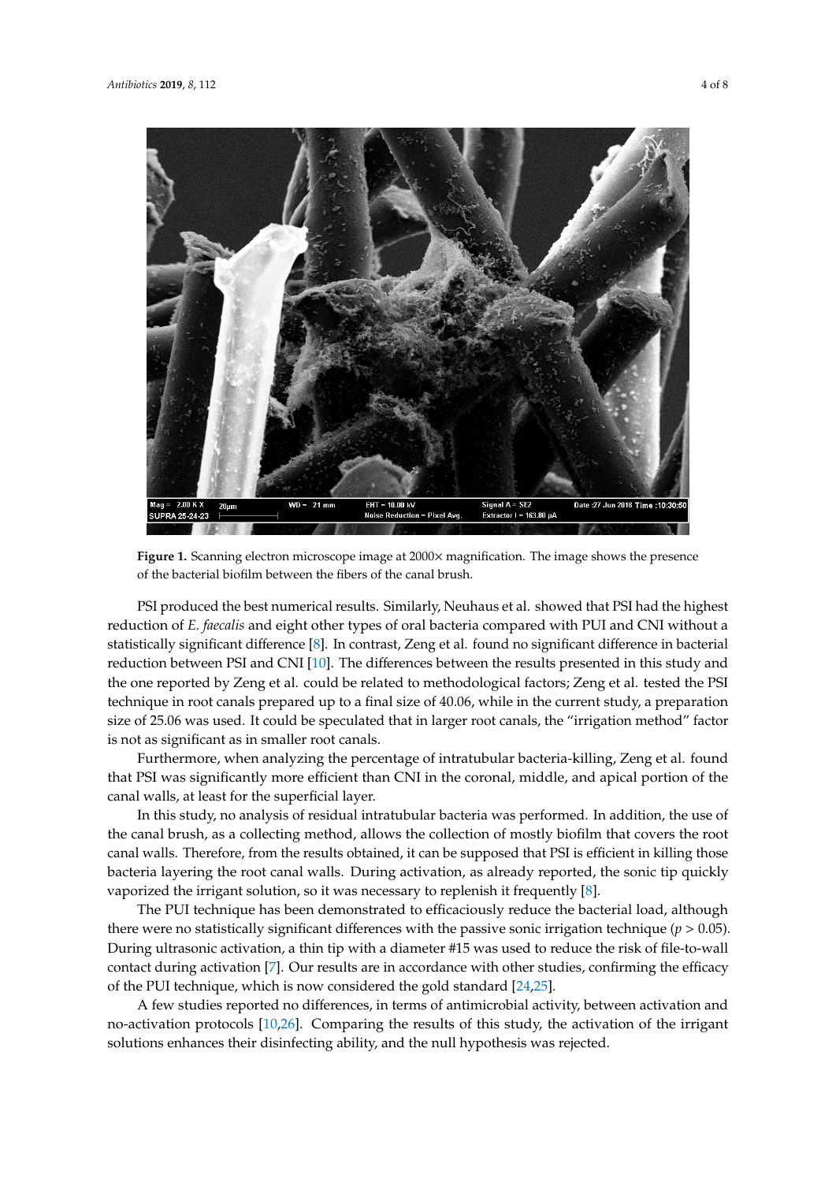**Figure 1.** Scanning electron microscope image at 2000× magnification. The image shows the presence of the bacterial biofilm between the fibers of the canal brush.

PSI produced the best numerical results. Similarly, Neuhaus et al. showed that PSI had the highest reduction of *E. faecalis* and eight other types of oral bacteria compared with PUI and CNI without a statistically significant difference [8]. In contrast, Zeng et al. found no significant difference in bacterial reduction between PSI and CNI [10]. The differences between the results presented in this study and the one reported by Zeng et al. could be related to methodological factors; Zeng et al. tested the PSI technique in root canals prepared up to a final size of 40.06, while in the current study, a preparation size of 25.06 was used. It could be speculated that in larger root canals, the "irrigation method" factor is not as significant as in smaller root canals.

Furthermore, when analyzing the percentage of intratubular bacteria-killing, Zeng et al. found that PSI was significantly more efficient than CNI in the coronal, middle, and apical portion of the canal walls, at least for the superficial layer.

In this study, no analysis of residual intratubular bacteria was performed. In addition, the use of the canal brush, as a collecting method, allows the collection of mostly biofilm that covers the root canal walls. Therefore, from the results obtained, it can be supposed that PSI is efficient in killing those bacteria layering the root canal walls. During activation, as already reported, the sonic tip quickly vaporized the irrigant solution, so it was necessary to replenish it frequently [8].

The PUI technique has been demonstrated to efficaciously reduce the bacterial load, although there were no statistically significant differences with the passive sonic irrigation technique ($p > 0.05$). During ultrasonic activation, a thin tip with a diameter #15 was used to reduce the risk of file-to-wall contact during activation [7]. Our results are in accordance with other studies, confirming the efficacy of the PUI technique, which is now considered the gold standard [24,25].

A few studies reported no differences, in terms of antimicrobial activity, between activation and no-activation protocols [10,26]. Comparing the results of this study, the activation of the irrigant solutions enhances their disinfecting ability, and the null hypothesis was rejected.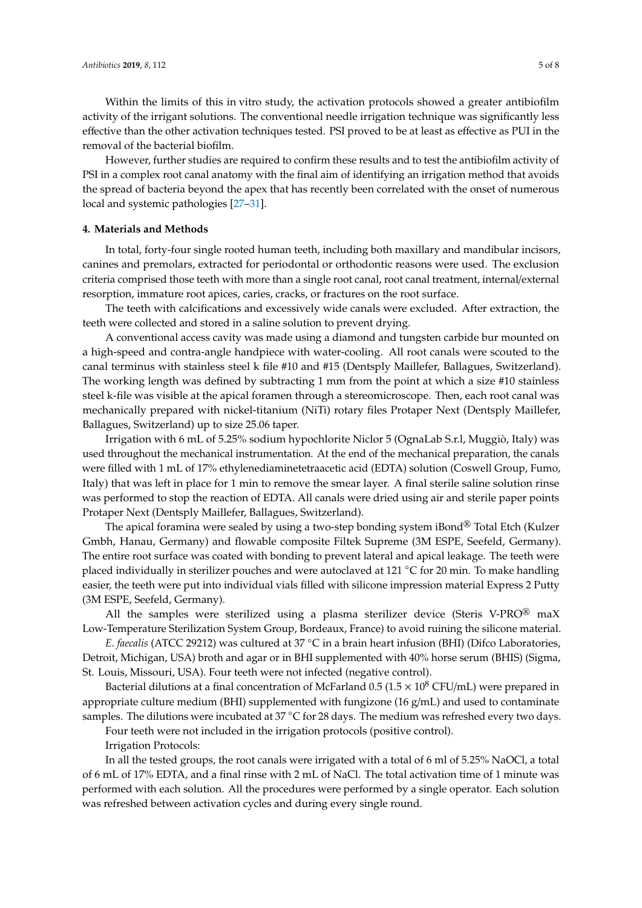Within the limits of this in vitro study, the activation protocols showed a greater antibiofilm activity of the irrigant solutions. The conventional needle irrigation technique was significantly less effective than the other activation techniques tested. PSI proved to be at least as effective as PUI in the removal of the bacterial biofilm.

However, further studies are required to confirm these results and to test the antibiofilm activity of PSI in a complex root canal anatomy with the final aim of identifying an irrigation method that avoids the spread of bacteria beyond the apex that has recently been correlated with the onset of numerous local and systemic pathologies [27–31].

## 4. Materials and Methods

In total, forty-four single rooted human teeth, including both maxillary and mandibular incisors, canines and premolars, extracted for periodontal or orthodontic reasons were used. The exclusion criteria comprised those teeth with more than a single root canal, root canal treatment, internal/external resorption, immature root apices, caries, cracks, or fractures on the root surface.

The teeth with calcifications and excessively wide canals were excluded. After extraction, the teeth were collected and stored in a saline solution to prevent drying.

A conventional access cavity was made using a diamond and tungsten carbide bur mounted on a high-speed and contra-angle handpiece with water-cooling. All root canals were scouted to the canal terminus with stainless steel k file #10 and #15 (Dentsply Maillefer, Ballagues, Switzerland). The working length was defined by subtracting 1 mm from the point at which a size #10 stainless steel k-file was visible at the apical foramen through a stereomicroscope. Then, each root canal was mechanically prepared with nickel-titanium (NiTi) rotary files Protaper Next (Dentsply Maillefer, Ballagues, Switzerland) up to size 25.06 taper.

Irrigation with 6 mL of 5.25% sodium hypochlorite Niclor 5 (OgnaLab S.r.l, Muggiò, Italy) was used throughout the mechanical instrumentation. At the end of the mechanical preparation, the canals were filled with 1 mL of 17% ethylenediaminetetraacetic acid (EDTA) solution (Coswell Group, Fumo, Italy) that was left in place for 1 min to remove the smear layer. A final sterile saline solution rinse was performed to stop the reaction of EDTA. All canals were dried using air and sterile paper points Protaper Next (Dentsply Maillefer, Ballagues, Switzerland).

The apical foramina were sealed by using a two-step bonding system iBond® Total Etch (Kulzer Gmbh, Hanau, Germany) and flowable composite Filtek Supreme (3M ESPE, Seefeld, Germany). The entire root surface was coated with bonding to prevent lateral and apical leakage. The teeth were placed individually in sterilizer pouches and were autoclaved at 121 °C for 20 min. To make handling easier, the teeth were put into individual vials filled with silicone impression material Express 2 Putty (3M ESPE, Seefeld, Germany).

All the samples were sterilized using a plasma sterilizer device (Steris V-PRO® maX Low-Temperature Sterilization System Group, Bordeaux, France) to avoid ruining the silicone material.

*E. faecalis* (ATCC 29212) was cultured at 37 °C in a brain heart infusion (BHI) (Difco Laboratories, Detroit, Michigan, USA) broth and agar or in BHI supplemented with 40% horse serum (BHIS) (Sigma, St. Louis, Missouri, USA). Four teeth were not infected (negative control).

Bacterial dilutions at a final concentration of McFarland 0.5 ($1.5 \times 10^8$ CFU/mL) were prepared in appropriate culture medium (BHI) supplemented with fungizone (16 g/mL) and used to contaminate samples. The dilutions were incubated at 37 °C for 28 days. The medium was refreshed every two days.

Four teeth were not included in the irrigation protocols (positive control).

Irrigation Protocols:

In all the tested groups, the root canals were irrigated with a total of 6 ml of 5.25% NaOCl, a total of 6 mL of 17% EDTA, and a final rinse with 2 mL of NaCl. The total activation time of 1 minute was performed with each solution. All the procedures were performed by a single operator. Each solution was refreshed between activation cycles and during every single round.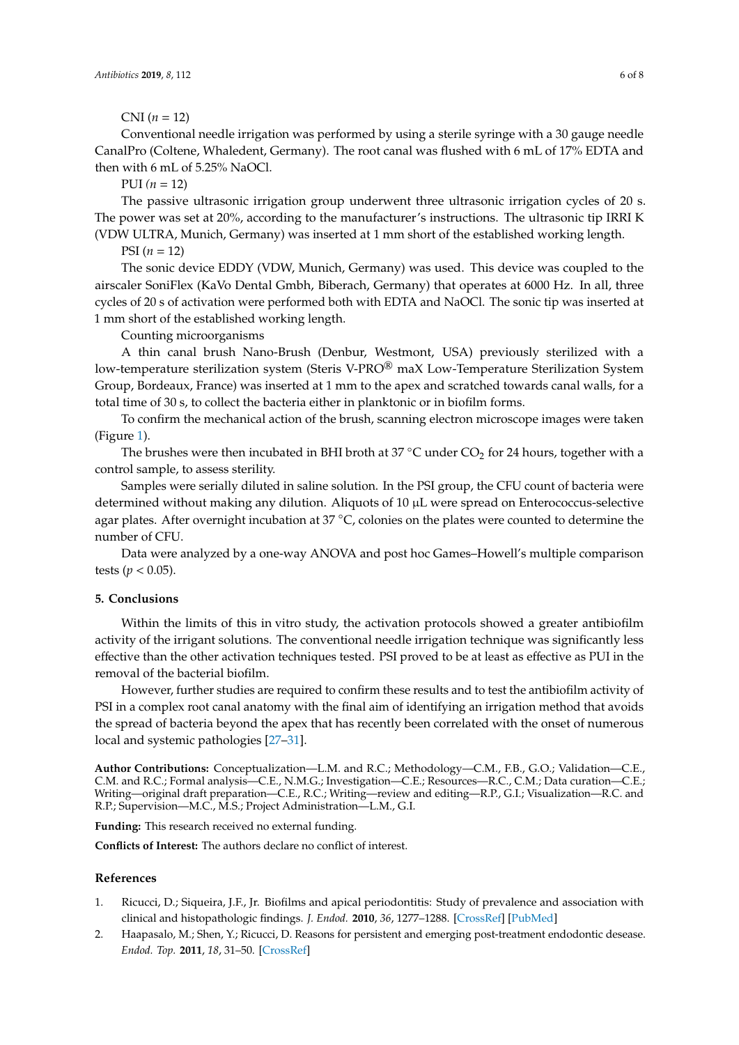CNI ($n$ = 12)

Conventional needle irrigation was performed by using a sterile syringe with a 30 gauge needle CanalPro (Coltene, Whaledent, Germany). The root canal was flushed with 6 mL of 17% EDTA and then with 6 mL of 5.25% NaOCl.

PUI ($n$ = 12)

The passive ultrasonic irrigation group underwent three ultrasonic irrigation cycles of 20 s. The power was set at 20%, according to the manufacturer's instructions. The ultrasonic tip IRRI K (VDW ULTRA, Munich, Germany) was inserted at 1 mm short of the established working length.

PSI ($n$ = 12)

The sonic device EDDY (VDW, Munich, Germany) was used. This device was coupled to the airscaler SoniFlex (KaVo Dental Gmbh, Biberach, Germany) that operates at 6000 Hz. In all, three cycles of 20 s of activation were performed both with EDTA and NaOCl. The sonic tip was inserted at 1 mm short of the established working length.

Counting microorganisms

A thin canal brush Nano-Brush (Denbur, Westmont, USA) previously sterilized with a low-temperature sterilization system (Steris V-PRO® maX Low-Temperature Sterilization System Group, Bordeaux, France) was inserted at 1 mm to the apex and scratched towards canal walls, for a total time of 30 s, to collect the bacteria either in planktonic or in biofilm forms.

To confirm the mechanical action of the brush, scanning electron microscope images were taken (Figure 1).

The brushes were then incubated in BHI broth at 37 °C under $CO_2$ for 24 hours, together with a control sample, to assess sterility.

Samples were serially diluted in saline solution. In the PSI group, the CFU count of bacteria were determined without making any dilution. Aliquots of 10 μL were spread on Enterococcus-selective agar plates. After overnight incubation at 37 °C, colonies on the plates were counted to determine the number of CFU.

Data were analyzed by a one-way ANOVA and post hoc Games–Howell's multiple comparison tests ($p < 0.05$).

## 5. Conclusions

Within the limits of this in vitro study, the activation protocols showed a greater antibiofilm activity of the irrigant solutions. The conventional needle irrigation technique was significantly less effective than the other activation techniques tested. PSI proved to be at least as effective as PUI in the removal of the bacterial biofilm.

However, further studies are required to confirm these results and to test the antibiofilm activity of PSI in a complex root canal anatomy with the final aim of identifying an irrigation method that avoids the spread of bacteria beyond the apex that has recently been correlated with the onset of numerous local and systemic pathologies [27–31].

**Author Contributions:** Conceptualization—L.M. and R.C.; Methodology—C.M., F.B., G.O.; Validation—C.E., C.M. and R.C.; Formal analysis—C.E., N.M.G.; Investigation—C.E.; Resources—R.C., C.M.; Data curation—C.E.; Writing—original draft preparation—C.E., R.C.; Writing—review and editing—R.P., G.I.; Visualization—R.C. and R.P.; Supervision—M.C., M.S.; Project Administration—L.M., G.I.

**Funding:** This research received no external funding.

**Conflicts of Interest:** The authors declare no conflict of interest.

## References

1. Ricucci, D.; Siqueira, J.F., Jr. Biofilms and apical periodontitis: Study of prevalence and association with clinical and histopathologic findings. *J. Endod.* **2010**, *36*, 1277–1288. [CrossRef] [PubMed]
2. Haapasalo, M.; Shen, Y.; Ricucci, D. Reasons for persistent and emerging post-treatment endodontic desease. *Endod. Top.* **2011**, *18*, 31–50. [CrossRef]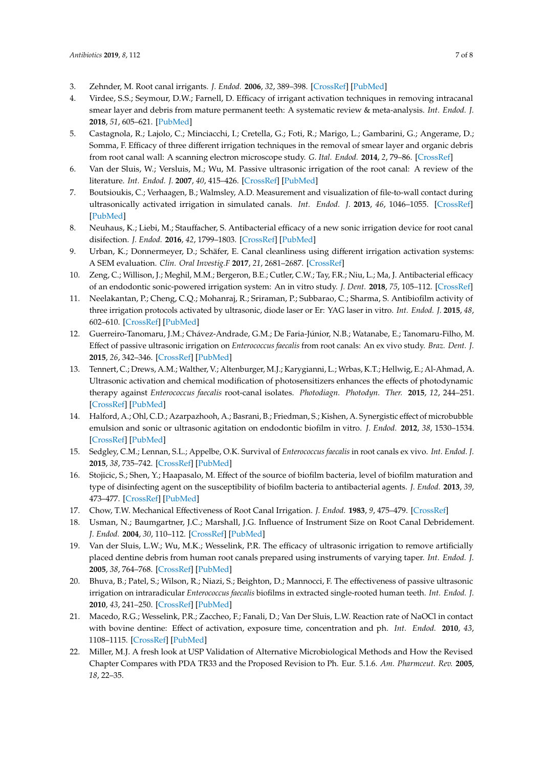3. Zehnder, M. Root canal irrigants. *J. Endod.* **2006**, *32*, 389–398. [CrossRef] [PubMed]
4. Virdee, S.S.; Seymour, D.W.; Farnell, D. Efficacy of irrigant activation techniques in removing intracanal smear layer and debris from mature permanent teeth: A systematic review & meta-analysis. *Int. Endod. J.* **2018**, *51*, 605–621. [PubMed]
5. Castagnola, R.; Lajolo, C.; Minciacchi, I.; Cretella, G.; Foti, R.; Marigo, L.; Gambarini, G.; Angerame, D.; Somma, F. Efficacy of three different irrigation techniques in the removal of smear layer and organic debris from root canal wall: A scanning electron microscope study. *G. Ital. Endod.* **2014**, *2*, 79–86. [CrossRef]
6. Van der Sluis, W.; Versluis, M.; Wu, M. Passive ultrasonic irrigation of the root canal: A review of the literature. *Int. Endod. J.* **2007**, *40*, 415–426. [CrossRef] [PubMed]
7. Boutsioukis, C.; Verhaagen, B.; Walmsley, A.D. Measurement and visualization of file-to-wall contact during ultrasonically activated irrigation in simulated canals. *Int. Endod. J.* **2013**, *46*, 1046–1055. [CrossRef] [PubMed]
8. Neuhaus, K.; Liebi, M.; Stauffacher, S. Antibacterial efficacy of a new sonic irrigation device for root canal disifection. *J. Endod.* **2016**, *42*, 1799–1803. [CrossRef] [PubMed]
9. Urban, K.; Donnermeyer, D.; Schäfer, E. Canal cleanliness using different irrigation activation systems: A SEM evaluation. *Clin. Oral Investig.F* **2017**, *21*, 2681–2687. [CrossRef]
10. Zeng, C.; Willison, J.; Meghil, M.M.; Bergeron, B.E.; Cutler, C.W.; Tay, F.R.; Niu, L.; Ma, J. Antibacterial efficacy of an endodontic sonic-powered irrigation system: An in vitro study. *J. Dent.* **2018**, *75*, 105–112. [CrossRef]
11. Neelakantan, P.; Cheng, C.Q.; Mohanraj, R.; Sriraman, P.; Subbarao, C.; Sharma, S. Antibiofilm activity of three irrigation protocols activated by ultrasonic, diode laser or Er: YAG laser in vitro. *Int. Endod. J.* **2015**, *48*, 602–610. [CrossRef] [PubMed]
12. Guerreiro-Tanomaru, J.M.; Chávez-Andrade, G.M.; De Faria-Júnior, N.B.; Watanabe, E.; Tanomaru-Filho, M. Effect of passive ultrasonic irrigation on *Enterococcus faecalis* from root canals: An ex vivo study. *Braz. Dent. J.* **2015**, *26*, 342–346. [CrossRef] [PubMed]
13. Tennert, C.; Drews, A.M.; Walther, V.; Altenburger, M.J.; Karygianni, L.; Wrbas, K.T.; Hellwig, E.; Al-Ahmad, A. Ultrasonic activation and chemical modification of photosensitizers enhances the effects of photodynamic therapy against *Enterococcus faecalis* root-canal isolates. *Photodiagn. Photodyn. Ther.* **2015**, *12*, 244–251. [CrossRef] [PubMed]
14. Halford, A.; Ohl, C.D.; Azarpazhooh, A.; Basrani, B.; Friedman, S.; Kishen, A. Synergistic effect of microbubble emulsion and sonic or ultrasonic agitation on endodontic biofilm in vitro. *J. Endod.* **2012**, *38*, 1530–1534. [CrossRef] [PubMed]
15. Sedgley, C.M.; Lennan, S.L.; Appelbe, O.K. Survival of *Enterococcus faecalis* in root canals ex vivo. *Int. Endod. J.* **2015**, *38*, 735–742. [CrossRef] [PubMed]
16. Stojicic, S.; Shen, Y.; Haapasalo, M. Effect of the source of biofilm bacteria, level of biofilm maturation and type of disinfecting agent on the susceptibility of biofilm bacteria to antibacterial agents. *J. Endod.* **2013**, *39*, 473–477. [CrossRef] [PubMed]
17. Chow, T.W. Mechanical Effectiveness of Root Canal Irrigation. *J. Endod.* **1983**, *9*, 475–479. [CrossRef]
18. Usman, N.; Baumgartner, J.C.; Marshall, J.G. Influence of Instrument Size on Root Canal Debridement. *J. Endod.* **2004**, *30*, 110–112. [CrossRef] [PubMed]
19. Van der Sluis, L.W.; Wu, M.K.; Wesselink, P.R. The efficacy of ultrasonic irrigation to remove artificially placed dentine debris from human root canals prepared using instruments of varying taper. *Int. Endod. J.* **2005**, *38*, 764–768. [CrossRef] [PubMed]
20. Bhuva, B.; Patel, S.; Wilson, R.; Niazi, S.; Beighton, D.; Mannocci, F. The effectiveness of passive ultrasonic irrigation on intraradicular *Enterococcus faecalis* biofilms in extracted single-rooted human teeth. *Int. Endod. J.* **2010**, *43*, 241–250. [CrossRef] [PubMed]
21. Macedo, R.G.; Wesselink, P.R.; Zaccheo, F.; Fanali, D.; Van Der Sluis, L.W. Reaction rate of NaOCl in contact with bovine dentine: Effect of activation, exposure time, concentration and ph. *Int. Endod.* **2010**, *43*, 1108–1115. [CrossRef] [PubMed]
22. Miller, M.J. A fresh look at USP Validation of Alternative Microbiological Methods and How the Revised Chapter Compares with PDA TR33 and the Proposed Revision to Ph. Eur. 5.1.6. *Am. Pharmceut. Rev.* **2005**, *18*, 22–35.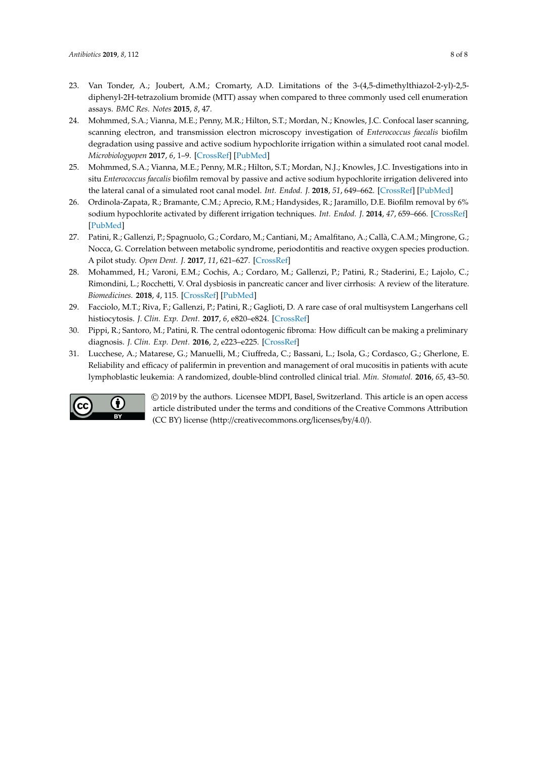23. Van Tonder, A.; Joubert, A.M.; Cromarty, A.D. Limitations of the 3-(4,5-dimethylthiazol-2-yl)-2,5-diphenyl-2H-tetrazolium bromide (MTT) assay when compared to three commonly used cell enumeration assays. *BMC Res. Notes* **2015**, *8*, 47.
24. Mohmmed, S.A.; Vianna, M.E.; Penny, M.R.; Hilton, S.T.; Mordan, N.; Knowles, J.C. Confocal laser scanning, scanning electron, and transmission electron microscopy investigation of *Enterococcus faecalis* biofilm degradation using passive and active sodium hypochlorite irrigation within a simulated root canal model. *Microbiologyopen* **2017**, *6*, 1–9. [CrossRef] [PubMed]
25. Mohmmed, S.A.; Vianna, M.E.; Penny, M.R.; Hilton, S.T.; Mordan, N.J.; Knowles, J.C. Investigations into in situ *Enterococcus faecalis* biofilm removal by passive and active sodium hypochlorite irrigation delivered into the lateral canal of a simulated root canal model. *Int. Endod. J.* **2018**, *51*, 649–662. [CrossRef] [PubMed]
26. Ordinola-Zapata, R.; Bramante, C.M.; Aprecio, R.M.; Handysides, R.; Jaramillo, D.E. Biofilm removal by 6% sodium hypochlorite activated by different irrigation techniques. *Int. Endod. J.* **2014**, *47*, 659–666. [CrossRef] [PubMed]
27. Patini, R.; Gallenzi, P.; Spagnuolo, G.; Cordaro, M.; Cantiani, M.; Amalfitano, A.; Callà, C.A.M.; Mingrone, G.; Nocca, G. Correlation between metabolic syndrome, periodontitis and reactive oxygen species production. A pilot study. *Open Dent. J.* **2017**, *11*, 621–627. [CrossRef]
28. Mohammed, H.; Varoni, E.M.; Cochis, A.; Cordaro, M.; Gallenzi, P.; Patini, R.; Staderini, E.; Lajolo, C.; Rimondini, L.; Rocchetti, V. Oral dysbiosis in pancreatic cancer and liver cirrhosis: A review of the literature. *Biomedicines.* **2018**, *4*, 115. [CrossRef] [PubMed]
29. Facciolo, M.T.; Riva, F.; Gallenzi, P.; Patini, R.; Gaglioti, D. A rare case of oral multisystem Langerhans cell histiocytosis. *J. Clin. Exp. Dent.* **2017**, *6*, e820–e824. [CrossRef]
30. Pippi, R.; Santoro, M.; Patini, R. The central odontogenic fibroma: How difficult can be making a preliminary diagnosis. *J. Clin. Exp. Dent.* **2016**, *2*, e223–e225. [CrossRef]
31. Lucchese, A.; Matarese, G.; Manuelli, M.; Ciuffreda, C.; Bassani, L.; Isola, G.; Cordasco, G.; Gherlone, E. Reliability and efficacy of palifermin in prevention and management of oral mucositis in patients with acute lymphoblastic leukemia: A randomized, double-blind controlled clinical trial. *Min. Stomatol.* **2016**, *65*, 43–50.

© 2019 by the authors. Licensee MDPI, Basel, Switzerland. This article is an open access article distributed under the terms and conditions of the Creative Commons Attribution (CC BY) license (http://creativecommons.org/licenses/by/4.0/).